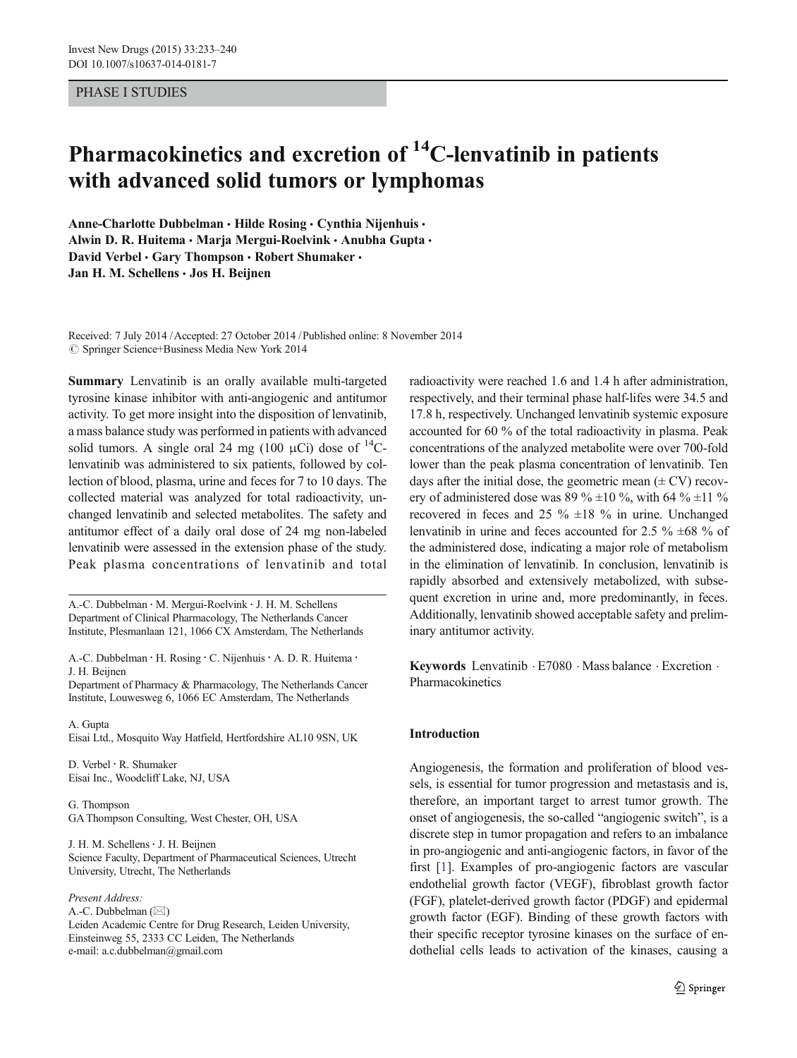PHASE I STUDIES

# Pharmacokinetics and excretion of $^{14}$C-lenvatinib in patients with advanced solid tumors or lymphomas

Anne-Charlotte Dubbelman · Hilde Rosing · Cynthia Nijenhuis · Alwin D. R. Huitema · Marja Mergui-Roelvink · Anubha Gupta · David Verbel · Gary Thompson · Robert Shumaker · Jan H. M. Schellens · Jos H. Beijnen

Received: 7 July 2014 / Accepted: 27 October 2014 / Published online: 8 November 2014
© Springer Science+Business Media New York 2014

**Summary** Lenvatinib is an orally available multi-targeted tyrosine kinase inhibitor with anti-angiogenic and antitumor activity. To get more insight into the disposition of lenvatinib, a mass balance study was performed in patients with advanced solid tumors. A single oral 24 mg (100 μCi) dose of $^{14}$C-lenvatinib was administered to six patients, followed by collection of blood, plasma, urine and feces for 7 to 10 days. The collected material was analyzed for total radioactivity, unchanged lenvatinib and selected metabolites. The safety and antitumor effect of a daily oral dose of 24 mg non-labeled lenvatinib were assessed in the extension phase of the study. Peak plasma concentrations of lenvatinib and total radioactivity were reached 1.6 and 1.4 h after administration, respectively, and their terminal phase half-lifes were 34.5 and 17.8 h, respectively. Unchanged lenvatinib systemic exposure accounted for 60 % of the total radioactivity in plasma. Peak concentrations of the analyzed metabolite were over 700-fold lower than the peak plasma concentration of lenvatinib. Ten days after the initial dose, the geometric mean (± CV) recovery of administered dose was 89 % ±10 %, with 64 % ±11 % recovered in feces and 25 % ±18 % in urine. Unchanged lenvatinib in urine and feces accounted for 2.5 % ±68 % of the administered dose, indicating a major role of metabolism in the elimination of lenvatinib. In conclusion, lenvatinib is rapidly absorbed and extensively metabolized, with subsequent excretion in urine and, more predominantly, in feces. Additionally, lenvatinib showed acceptable safety and preliminary antitumor activity.

**Keywords** Lenvatinib · E7080 · Mass balance · Excretion · Pharmacokinetics

A.-C. Dubbelman · M. Mergui-Roelvink · J. H. M. Schellens
Department of Clinical Pharmacology, The Netherlands Cancer Institute, Plesmanlaan 121, 1066 CX Amsterdam, The Netherlands

A.-C. Dubbelman · H. Rosing · C. Nijenhuis · A. D. R. Huitema · J. H. Beijnen
Department of Pharmacy & Pharmacology, The Netherlands Cancer Institute, Louwesweg 6, 1066 EC Amsterdam, The Netherlands

A. Gupta
Eisai Ltd., Mosquito Way Hatfield, Hertfordshire AL10 9SN, UK

D. Verbel · R. Shumaker
Eisai Inc., Woodcliff Lake, NJ, USA

G. Thompson
GA Thompson Consulting, West Chester, OH, USA

J. H. M. Schellens · J. H. Beijnen
Science Faculty, Department of Pharmaceutical Sciences, Utrecht University, Utrecht, The Netherlands

*Present Address:*
A.-C. Dubbelman (✉)
Leiden Academic Centre for Drug Research, Leiden University, Einsteinweg 55, 2333 CC Leiden, The Netherlands
e-mail: a.c.dubbelman@gmail.com

## Introduction

Angiogenesis, the formation and proliferation of blood vessels, is essential for tumor progression and metastasis and is, therefore, an important target to arrest tumor growth. The onset of angiogenesis, the so-called "angiogenic switch", is a discrete step in tumor propagation and refers to an imbalance in pro-angiogenic and anti-angiogenic factors, in favor of the first [1]. Examples of pro-angiogenic factors are vascular endothelial growth factor (VEGF), fibroblast growth factor (FGF), platelet-derived growth factor (PDGF) and epidermal growth factor (EGF). Binding of these growth factors with their specific receptor tyrosine kinases on the surface of endothelial cells leads to activation of the kinases, causing a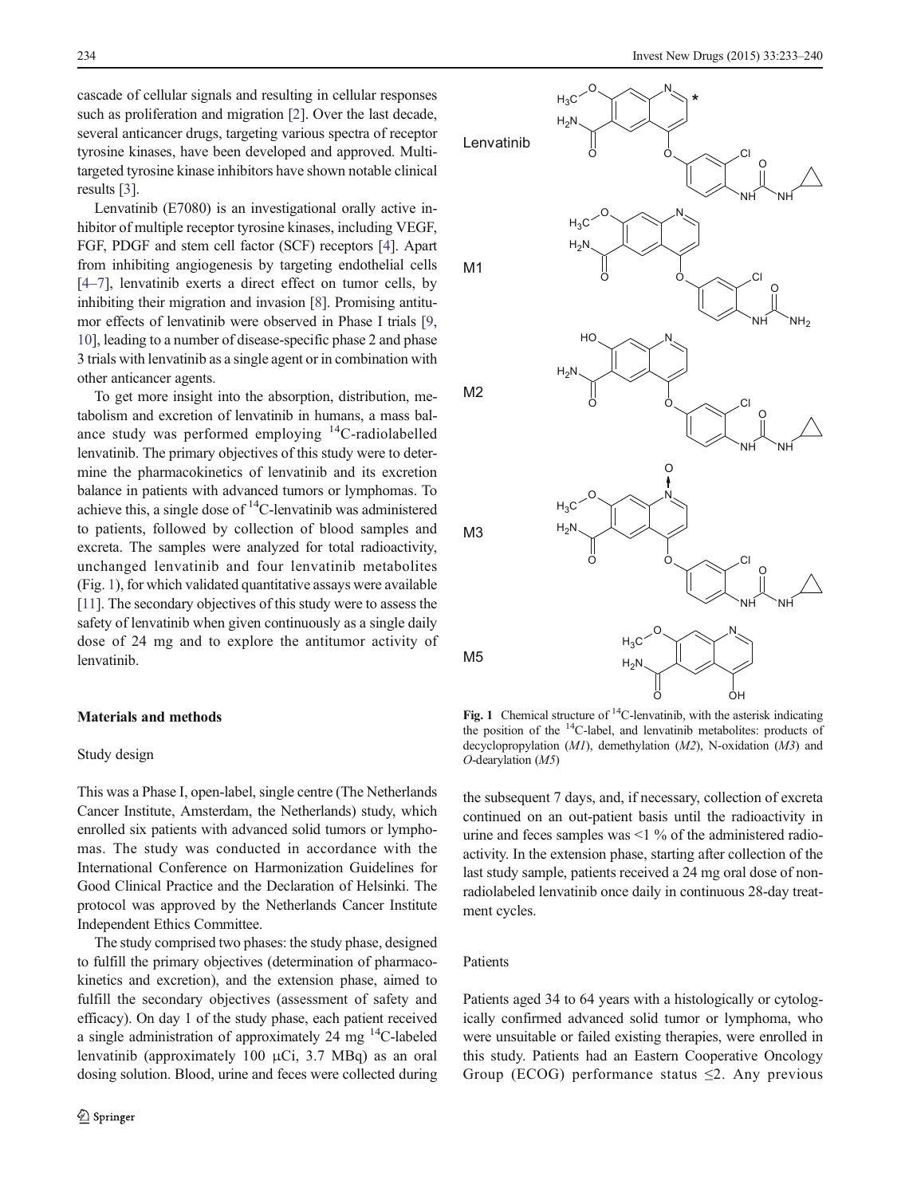cascade of cellular signals and resulting in cellular responses such as proliferation and migration [2]. Over the last decade, several anticancer drugs, targeting various spectra of receptor tyrosine kinases, have been developed and approved. Multi-targeted tyrosine kinase inhibitors have shown notable clinical results [3].

Lenvatinib (E7080) is an investigational orally active inhibitor of multiple receptor tyrosine kinases, including VEGF, FGF, PDGF and stem cell factor (SCF) receptors [4]. Apart from inhibiting angiogenesis by targeting endothelial cells [4–7], lenvatinib exerts a direct effect on tumor cells, by inhibiting their migration and invasion [8]. Promising antitumor effects of lenvatinib were observed in Phase I trials [9, 10], leading to a number of disease-specific phase 2 and phase 3 trials with lenvatinib as a single agent or in combination with other anticancer agents.

To get more insight into the absorption, distribution, metabolism and excretion of lenvatinib in humans, a mass balance study was performed employing $^{14}$C-radiolabelled lenvatinib. The primary objectives of this study were to determine the pharmacokinetics of lenvatinib and its excretion balance in patients with advanced tumors or lymphomas. To achieve this, a single dose of $^{14}$C-lenvatinib was administered to patients, followed by collection of blood samples and excreta. The samples were analyzed for total radioactivity, unchanged lenvatinib and four lenvatinib metabolites (Fig. 1), for which validated quantitative assays were available [11]. The secondary objectives of this study were to assess the safety of lenvatinib when given continuously as a single daily dose of 24 mg and to explore the antitumor activity of lenvatinib.

Fig. 1 Chemical structure of $^{14}$C-lenvatinib, with the asterisk indicating the position of the $^{14}$C-label, and lenvatinib metabolites: products of decyclopropylation (*M1*), demethylation (*M2*), N-oxidation (*M3*) and *O*-dearylation (*M5*)

## Materials and methods

### Study design

This was a Phase I, open-label, single centre (The Netherlands Cancer Institute, Amsterdam, the Netherlands) study, which enrolled six patients with advanced solid tumors or lymphomas. The study was conducted in accordance with the International Conference on Harmonization Guidelines for Good Clinical Practice and the Declaration of Helsinki. The protocol was approved by the Netherlands Cancer Institute Independent Ethics Committee.

The study comprised two phases: the study phase, designed to fulfill the primary objectives (determination of pharmacokinetics and excretion), and the extension phase, aimed to fulfill the secondary objectives (assessment of safety and efficacy). On day 1 of the study phase, each patient received a single administration of approximately 24 mg $^{14}$C-labeled lenvatinib (approximately 100 μCi, 3.7 MBq) as an oral dosing solution. Blood, urine and feces were collected during the subsequent 7 days, and, if necessary, collection of excreta continued on an out-patient basis until the radioactivity in urine and feces samples was <1 % of the administered radioactivity. In the extension phase, starting after collection of the last study sample, patients received a 24 mg oral dose of non-radiolabeled lenvatinib once daily in continuous 28-day treatment cycles.

### Patients

Patients aged 34 to 64 years with a histologically or cytologically confirmed advanced solid tumor or lymphoma, who were unsuitable or failed existing therapies, were enrolled in this study. Patients had an Eastern Cooperative Oncology Group (ECOG) performance status ≤2. Any previous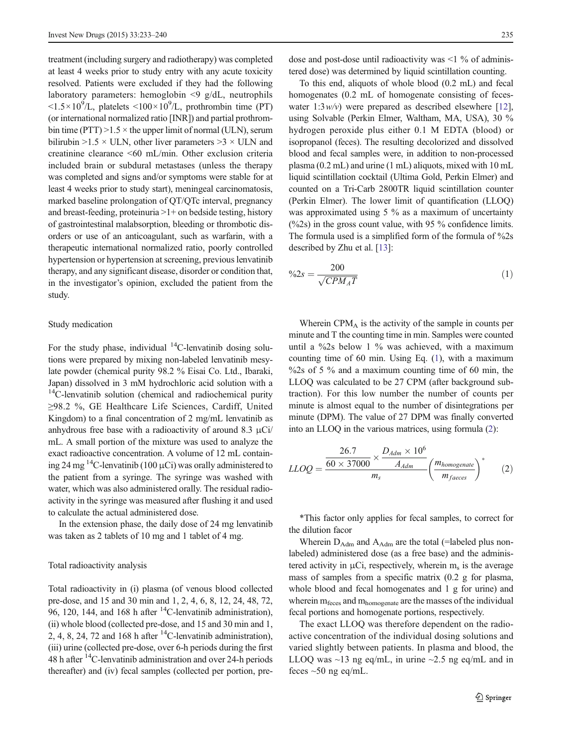treatment (including surgery and radiotherapy) was completed at least 4 weeks prior to study entry with any acute toxicity resolved. Patients were excluded if they had the following laboratory parameters: hemoglobin <9 g/dL, neutrophils $<1.5\times10^9$/L, platelets $<100\times10^9$/L, prothrombin time (PT) (or international normalized ratio [INR]) and partial prothrombin time (PTT) >1.5 × the upper limit of normal (ULN), serum bilirubin >1.5 × ULN, other liver parameters >3 × ULN and creatinine clearance <60 mL/min. Other exclusion criteria included brain or subdural metastases (unless the therapy was completed and signs and/or symptoms were stable for at least 4 weeks prior to study start), meningeal carcinomatosis, marked baseline prolongation of QT/QTc interval, pregnancy and breast-feeding, proteinuria >1+ on bedside testing, history of gastrointestinal malabsorption, bleeding or thrombotic disorders or use of an anticoagulant, such as warfarin, with a therapeutic international normalized ratio, poorly controlled hypertension or hypertension at screening, previous lenvatinib therapy, and any significant disease, disorder or condition that, in the investigator's opinion, excluded the patient from the study.

### Study medication

For the study phase, individual $^{14}$C-lenvatinib dosing solutions were prepared by mixing non-labeled lenvatinib mesylate powder (chemical purity 98.2 % Eisai Co. Ltd., Ibaraki, Japan) dissolved in 3 mM hydrochloric acid solution with a $^{14}$C-lenvatinib solution (chemical and radiochemical purity ≥98.2 %, GE Healthcare Life Sciences, Cardiff, United Kingdom) to a final concentration of 2 mg/mL lenvatinib as anhydrous free base with a radioactivity of around 8.3 μCi/mL. A small portion of the mixture was used to analyze the exact radioactive concentration. A volume of 12 mL containing 24 mg $^{14}$C-lenvatinib (100 μCi) was orally administered to the patient from a syringe. The syringe was washed with water, which was also administered orally. The residual radioactivity in the syringe was measured after flushing it and used to calculate the actual administered dose.

In the extension phase, the daily dose of 24 mg lenvatinib was taken as 2 tablets of 10 mg and 1 tablet of 4 mg.

### Total radioactivity analysis

Total radioactivity in (i) plasma (of venous blood collected pre-dose, and 15 and 30 min and 1, 2, 4, 6, 8, 12, 24, 48, 72, 96, 120, 144, and 168 h after $^{14}$C-lenvatinib administration), (ii) whole blood (collected pre-dose, and 15 and 30 min and 1, 2, 4, 8, 24, 72 and 168 h after $^{14}$C-lenvatinib administration), (iii) urine (collected pre-dose, over 6-h periods during the first 48 h after $^{14}$C-lenvatinib administration and over 24-h periods thereafter) and (iv) fecal samples (collected per portion, pre-dose and post-dose until radioactivity was <1 % of administered dose) was determined by liquid scintillation counting.

To this end, aliquots of whole blood (0.2 mL) and fecal homogenates (0.2 mL of homogenate consisting of feces-water 1:3 *w/v*) were prepared as described elsewhere [12], using Solvable (Perkin Elmer, Waltham, MA, USA), 30 % hydrogen peroxide plus either 0.1 M EDTA (blood) or isopropanol (feces). The resulting decolorized and dissolved blood and fecal samples were, in addition to non-processed plasma (0.2 mL) and urine (1 mL) aliquots, mixed with 10 mL liquid scintillation cocktail (Ultima Gold, Perkin Elmer) and counted on a Tri-Carb 2800TR liquid scintillation counter (Perkin Elmer). The lower limit of quantification (LLOQ) was approximated using 5 % as a maximum of uncertainty (%2s) in the gross count value, with 95 % confidence limits. The formula used is a simplified form of the formula of %2s described by Zhu et al. [13]:

$$\%2s = \frac{200}{\sqrt{CPM_A T}} \tag{1}$$

Wherein $CPM_A$ is the activity of the sample in counts per minute and T the counting time in min. Samples were counted until a %2s below 1 % was achieved, with a maximum counting time of 60 min. Using Eq. (1), with a maximum %2s of 5 % and a maximum counting time of 60 min, the LLOQ was calculated to be 27 CPM (after background subtraction). For this low number the number of counts per minute is almost equal to the number of disintegrations per minute (DPM). The value of 27 DPM was finally converted into an LLOQ in the various matrices, using formula (2):

$$LLOQ = \frac{\frac{26.7}{60\times37000}\times\frac{D_{Adm}\times10^6}{A_{Adm}}}{m_s}\left(\frac{m_{homogenate}}{m_{faeces}}\right)^* \tag{2}$$

*This factor only applies for fecal samples, to correct for the dilution facor

Wherein $D_{Adm}$ and $A_{Adm}$ are the total (=labeled plus non-labeled) administered dose (as a free base) and the administered activity in μCi, respectively, wherein $m_s$ is the average mass of samples from a specific matrix (0.2 g for plasma, whole blood and fecal homogenates and 1 g for urine) and wherein $m_{feces}$ and $m_{homogenate}$ are the masses of the individual fecal portions and homogenate portions, respectively.

The exact LLOQ was therefore dependent on the radioactive concentration of the individual dosing solutions and varied slightly between patients. In plasma and blood, the LLOQ was ~13 ng eq/mL, in urine ~2.5 ng eq/mL and in feces ~50 ng eq/mL.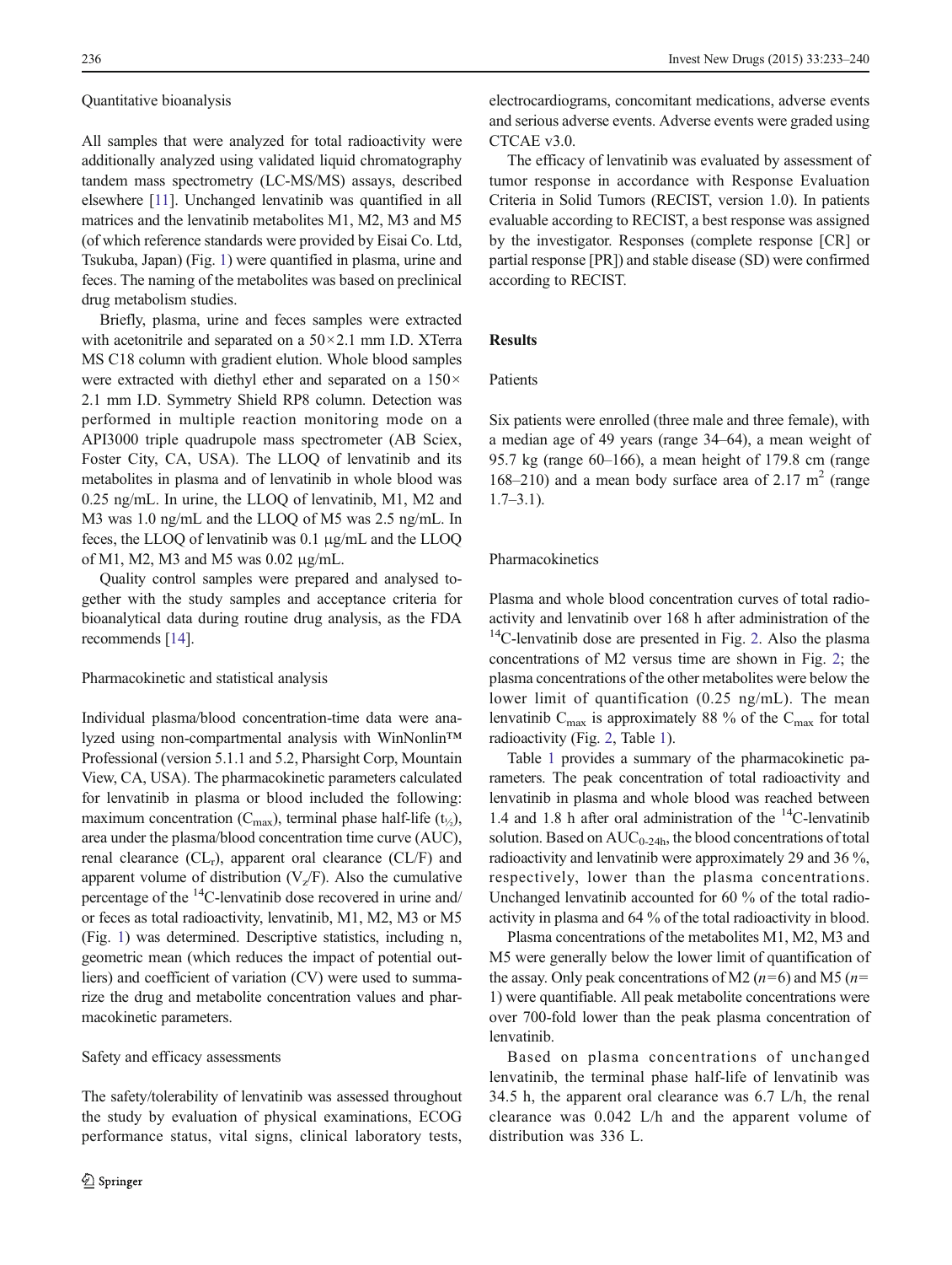### Quantitative bioanalysis

All samples that were analyzed for total radioactivity were additionally analyzed using validated liquid chromatography tandem mass spectrometry (LC-MS/MS) assays, described elsewhere [11]. Unchanged lenvatinib was quantified in all matrices and the lenvatinib metabolites M1, M2, M3 and M5 (of which reference standards were provided by Eisai Co. Ltd, Tsukuba, Japan) (Fig. 1) were quantified in plasma, urine and feces. The naming of the metabolites was based on preclinical drug metabolism studies.

Briefly, plasma, urine and feces samples were extracted with acetonitrile and separated on a 50×2.1 mm I.D. XTerra MS C18 column with gradient elution. Whole blood samples were extracted with diethyl ether and separated on a 150×2.1 mm I.D. Symmetry Shield RP8 column. Detection was performed in multiple reaction monitoring mode on a API3000 triple quadrupole mass spectrometer (AB Sciex, Foster City, CA, USA). The LLOQ of lenvatinib and its metabolites in plasma and of lenvatinib in whole blood was 0.25 ng/mL. In urine, the LLOQ of lenvatinib, M1, M2 and M3 was 1.0 ng/mL and the LLOQ of M5 was 2.5 ng/mL. In feces, the LLOQ of lenvatinib was 0.1 μg/mL and the LLOQ of M1, M2, M3 and M5 was 0.02 μg/mL.

Quality control samples were prepared and analysed together with the study samples and acceptance criteria for bioanalytical data during routine drug analysis, as the FDA recommends [14].

### Pharmacokinetic and statistical analysis

Individual plasma/blood concentration-time data were analyzed using non-compartmental analysis with WinNonlin™ Professional (version 5.1.1 and 5.2, Pharsight Corp, Mountain View, CA, USA). The pharmacokinetic parameters calculated for lenvatinib in plasma or blood included the following: maximum concentration ($C_{max}$), terminal phase half-life ($t_{½}$), area under the plasma/blood concentration time curve (AUC), renal clearance ($CL_r$), apparent oral clearance (CL/F) and apparent volume of distribution ($V_z/F$). Also the cumulative percentage of the $^{14}$C-lenvatinib dose recovered in urine and/or feces as total radioactivity, lenvatinib, M1, M2, M3 or M5 (Fig. 1) was determined. Descriptive statistics, including n, geometric mean (which reduces the impact of potential outliers) and coefficient of variation (CV) were used to summarize the drug and metabolite concentration values and pharmacokinetic parameters.

### Safety and efficacy assessments

The safety/tolerability of lenvatinib was assessed throughout the study by evaluation of physical examinations, ECOG performance status, vital signs, clinical laboratory tests, electrocardiograms, concomitant medications, adverse events and serious adverse events. Adverse events were graded using CTCAE v3.0.

The efficacy of lenvatinib was evaluated by assessment of tumor response in accordance with Response Evaluation Criteria in Solid Tumors (RECIST, version 1.0). In patients evaluable according to RECIST, a best response was assigned by the investigator. Responses (complete response [CR] or partial response [PR]) and stable disease (SD) were confirmed according to RECIST.

## Results

### Patients

Six patients were enrolled (three male and three female), with a median age of 49 years (range 34–64), a mean weight of 95.7 kg (range 60–166), a mean height of 179.8 cm (range 168–210) and a mean body surface area of 2.17 m$^2$ (range 1.7–3.1).

### Pharmacokinetics

Plasma and whole blood concentration curves of total radioactivity and lenvatinib over 168 h after administration of the $^{14}$C-lenvatinib dose are presented in Fig. 2. Also the plasma concentrations of M2 versus time are shown in Fig. 2; the plasma concentrations of the other metabolites were below the lower limit of quantification (0.25 ng/mL). The mean lenvatinib $C_{max}$ is approximately 88 % of the $C_{max}$ for total radioactivity (Fig. 2, Table 1).

Table 1 provides a summary of the pharmacokinetic parameters. The peak concentration of total radioactivity and lenvatinib in plasma and whole blood was reached between 1.4 and 1.8 h after oral administration of the $^{14}$C-lenvatinib solution. Based on $AUC_{0\text{-}24h}$, the blood concentrations of total radioactivity and lenvatinib were approximately 29 and 36 %, respectively, lower than the plasma concentrations. Unchanged lenvatinib accounted for 60 % of the total radioactivity in plasma and 64 % of the total radioactivity in blood.

Plasma concentrations of the metabolites M1, M2, M3 and M5 were generally below the lower limit of quantification of the assay. Only peak concentrations of M2 ($n$=6) and M5 ($n$=1) were quantifiable. All peak metabolite concentrations were over 700-fold lower than the peak plasma concentration of lenvatinib.

Based on plasma concentrations of unchanged lenvatinib, the terminal phase half-life of lenvatinib was 34.5 h, the apparent oral clearance was 6.7 L/h, the renal clearance was 0.042 L/h and the apparent volume of distribution was 336 L.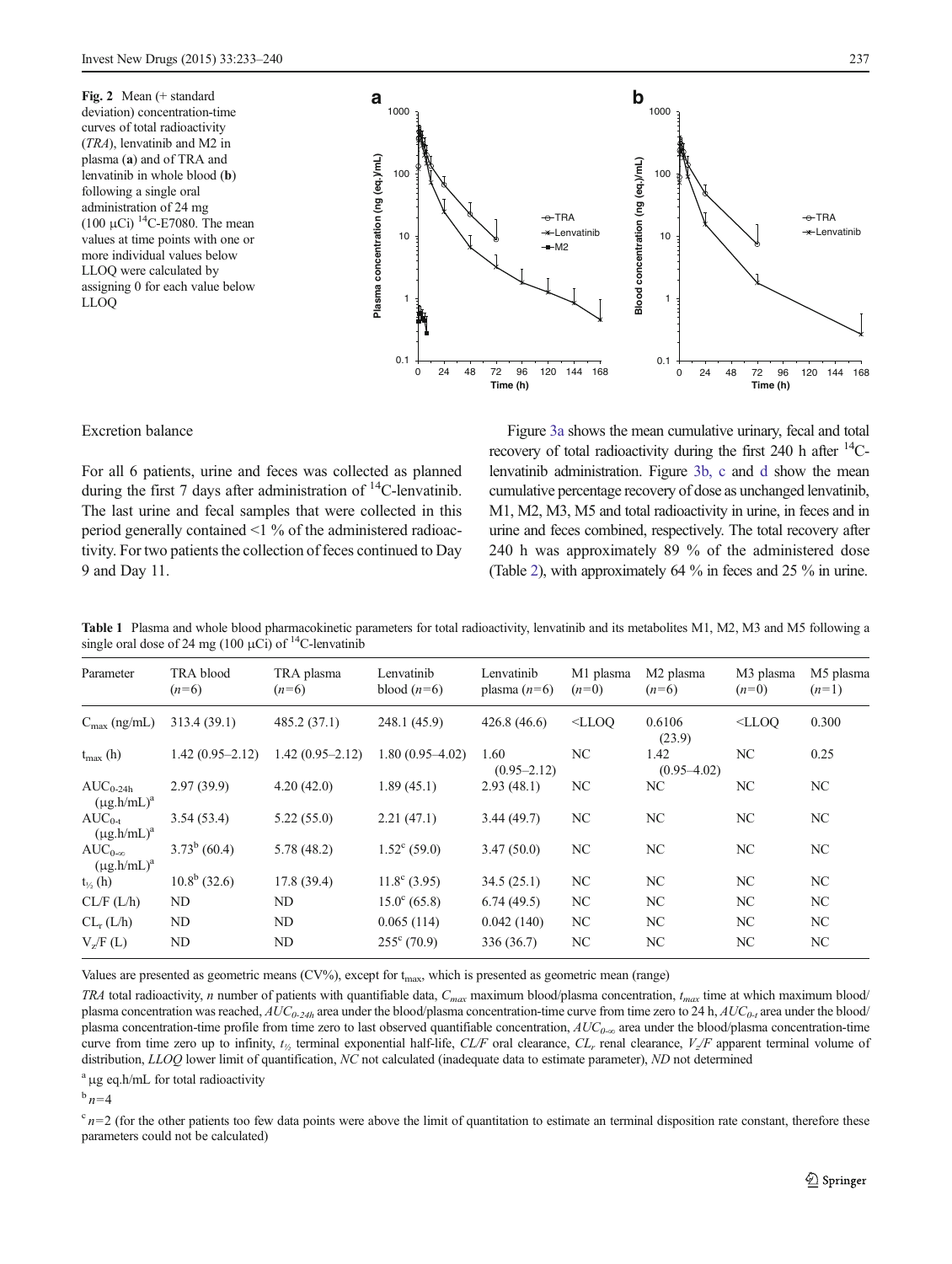**Fig. 2** Mean (+ standard deviation) concentration-time curves of total radioactivity (*TRA*), lenvatinib and M2 in plasma (**a**) and of TRA and lenvatinib in whole blood (**b**) following a single oral administration of 24 mg (100 μCi) $^{14}$C-E7080. The mean values at time points with one or more individual values below LLOQ were calculated by assigning 0 for each value below LLOQ

### Excretion balance

For all 6 patients, urine and feces was collected as planned during the first 7 days after administration of $^{14}$C-lenvatinib. The last urine and fecal samples that were collected in this period generally contained <1 % of the administered radioactivity. For two patients the collection of feces continued to Day 9 and Day 11.

Figure 3a shows the mean cumulative urinary, fecal and total recovery of total radioactivity during the first 240 h after $^{14}$C-lenvatinib administration. Figure 3b, c and d show the mean cumulative percentage recovery of dose as unchanged lenvatinib, M1, M2, M3, M5 and total radioactivity in urine, in feces and in urine and feces combined, respectively. The total recovery after 240 h was approximately 89 % of the administered dose (Table 2), with approximately 64 % in feces and 25 % in urine.

**Table 1** Plasma and whole blood pharmacokinetic parameters for total radioactivity, lenvatinib and its metabolites M1, M2, M3 and M5 following a single oral dose of 24 mg (100 μCi) of $^{14}$C-lenvatinib

| Parameter | TRA blood ($n$=6) | TRA plasma ($n$=6) | Lenvatinib blood ($n$=6) | Lenvatinib plasma ($n$=6) | M1 plasma ($n$=0) | M2 plasma ($n$=6) | M3 plasma ($n$=0) | M5 plasma ($n$=1) |
|---|---|---|---|---|---|---|---|---|
| $C_{max}$ (ng/mL) | 313.4 (39.1) | 485.2 (37.1) | 248.1 (45.9) | 426.8 (46.6) | <LLOQ | 0.6106 (23.9) | <LLOQ | 0.300 |
| $t_{max}$ (h) | 1.42 (0.95–2.12) | 1.42 (0.95–2.12) | 1.80 (0.95–4.02) | 1.60 (0.95–2.12) | NC | 1.42 (0.95–4.02) | NC | 0.25 |
| $AUC_{0\text{-}24h}$ (μg.h/mL)[a] | 2.97 (39.9) | 4.20 (42.0) | 1.89 (45.1) | 2.93 (48.1) | NC | NC | NC | NC |
| $AUC_{0\text{-}t}$ (μg.h/mL)[a] | 3.54 (53.4) | 5.22 (55.0) | 2.21 (47.1) | 3.44 (49.7) | NC | NC | NC | NC |
| $AUC_{0\text{-}\infty}$ (μg.h/mL)[a] | 3.73[b] (60.4) | 5.78 (48.2) | 1.52[c] (59.0) | 3.47 (50.0) | NC | NC | NC | NC |
| $t_{½}$ (h) | 10.8[b] (32.6) | 17.8 (39.4) | 11.8[c] (3.95) | 34.5 (25.1) | NC | NC | NC | NC |
| CL/F (L/h) | ND | ND | 15.0[c] (65.8) | 6.74 (49.5) | NC | NC | NC | NC |
| $CL_r$ (L/h) | ND | ND | 0.065 (114) | 0.042 (140) | NC | NC | NC | NC |
| $V_z$/F (L) | ND | ND | 255[c] (70.9) | 336 (36.7) | NC | NC | NC | NC |

Values are presented as geometric means (CV%), except for $t_{max}$, which is presented as geometric mean (range)

*TRA* total radioactivity, *n* number of patients with quantifiable data, $C_{max}$ maximum blood/plasma concentration, $t_{max}$ time at which maximum blood/plasma concentration was reached, $AUC_{0\text{-}24h}$ area under the blood/plasma concentration-time curve from time zero to 24 h, $AUC_{0\text{-}t}$ area under the blood/plasma concentration-time profile from time zero to last observed quantifiable concentration, $AUC_{0\text{-}\infty}$ area under the blood/plasma concentration-time curve from time zero up to infinity, $t_{½}$ terminal exponential half-life, *CL/F* oral clearance, $CL_r$ renal clearance, $V_z/F$ apparent terminal volume of distribution, *LLOQ* lower limit of quantification, *NC* not calculated (inadequate data to estimate parameter), *ND* not determined

[a] μg eq.h/mL for total radioactivity

[b] $n$=4

[c] $n$=2 (for the other patients too few data points were above the limit of quantitation to estimate an terminal disposition rate constant, therefore these parameters could not be calculated)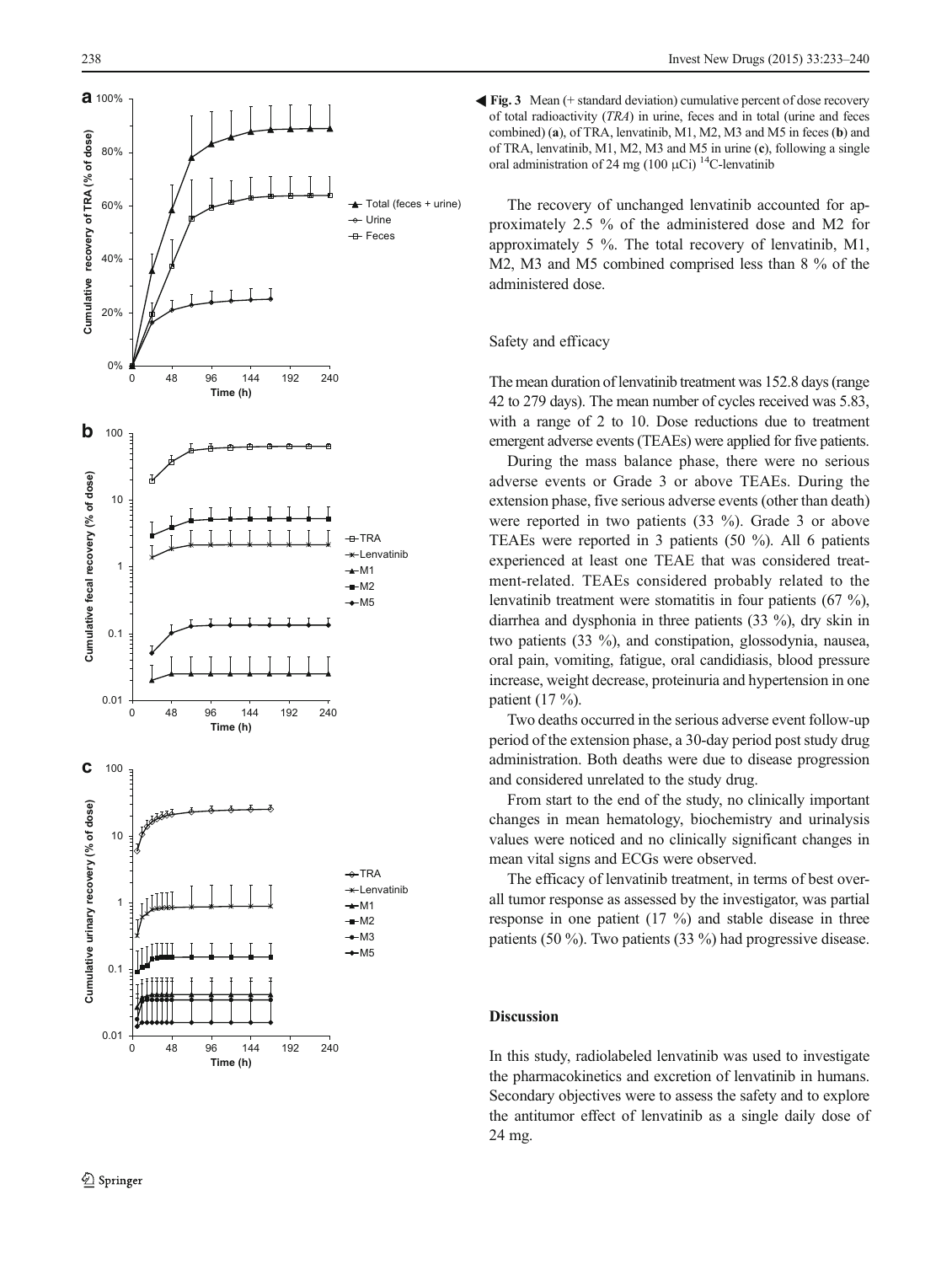**Fig. 3** Mean (+ standard deviation) cumulative percent of dose recovery of total radioactivity (*TRA*) in urine, feces and in total (urine and feces combined) (**a**), of TRA, lenvatinib, M1, M2, M3 and M5 in feces (**b**) and of TRA, lenvatinib, M1, M2, M3 and M5 in urine (**c**), following a single oral administration of 24 mg (100 μCi) $^{14}$C-lenvatinib

The recovery of unchanged lenvatinib accounted for approximately 2.5 % of the administered dose and M2 for approximately 5 %. The total recovery of lenvatinib, M1, M2, M3 and M5 in urine (**c**) combined comprised less than 8 % of the administered dose.

Safety and efficacy

The mean duration of lenvatinib treatment was 152.8 days (range 42 to 279 days). The mean number of cycles received was 5.83, with a range of 2 to 10. Dose reductions due to treatment emergent adverse events (TEAEs) were applied for five patients.

During the mass balance phase, there were no serious adverse events or Grade 3 or above TEAEs. During the extension phase, five serious adverse events (other than death) were reported in two patients (33 %). Grade 3 or above TEAEs were reported in 3 patients (50 %). All 6 patients experienced at least one TEAE that was considered treatment-related. TEAEs considered probably related to the lenvatinib treatment were stomatitis in four patients (67 %), diarrhea and dysphonia in three patients (33 %), dry skin in two patients (33 %), and constipation, glossodynia, nausea, oral pain, vomiting, fatigue, oral candidiasis, blood pressure increase, weight decrease, proteinuria and hypertension in one patient (17 %).

Two deaths occurred in the serious adverse event follow-up period of the extension phase, a 30-day period post study drug administration. Both deaths were due to disease progression and considered unrelated to the study drug.

From start to the end of the study, no clinically important changes in mean hematology, biochemistry and urinalysis values were noticed and no clinically significant changes in mean vital signs and ECGs were observed.

The efficacy of lenvatinib treatment, in terms of best overall tumor response as assessed by the investigator, was partial response in one patient (17 %) and stable disease in three patients (50 %). Two patients (33 %) had progressive disease.

## Discussion

In this study, radiolabeled lenvatinib was used to investigate the pharmacokinetics and excretion of lenvatinib in humans. Secondary objectives were to assess the safety and to explore the antitumor effect of lenvatinib as a single daily dose of 24 mg.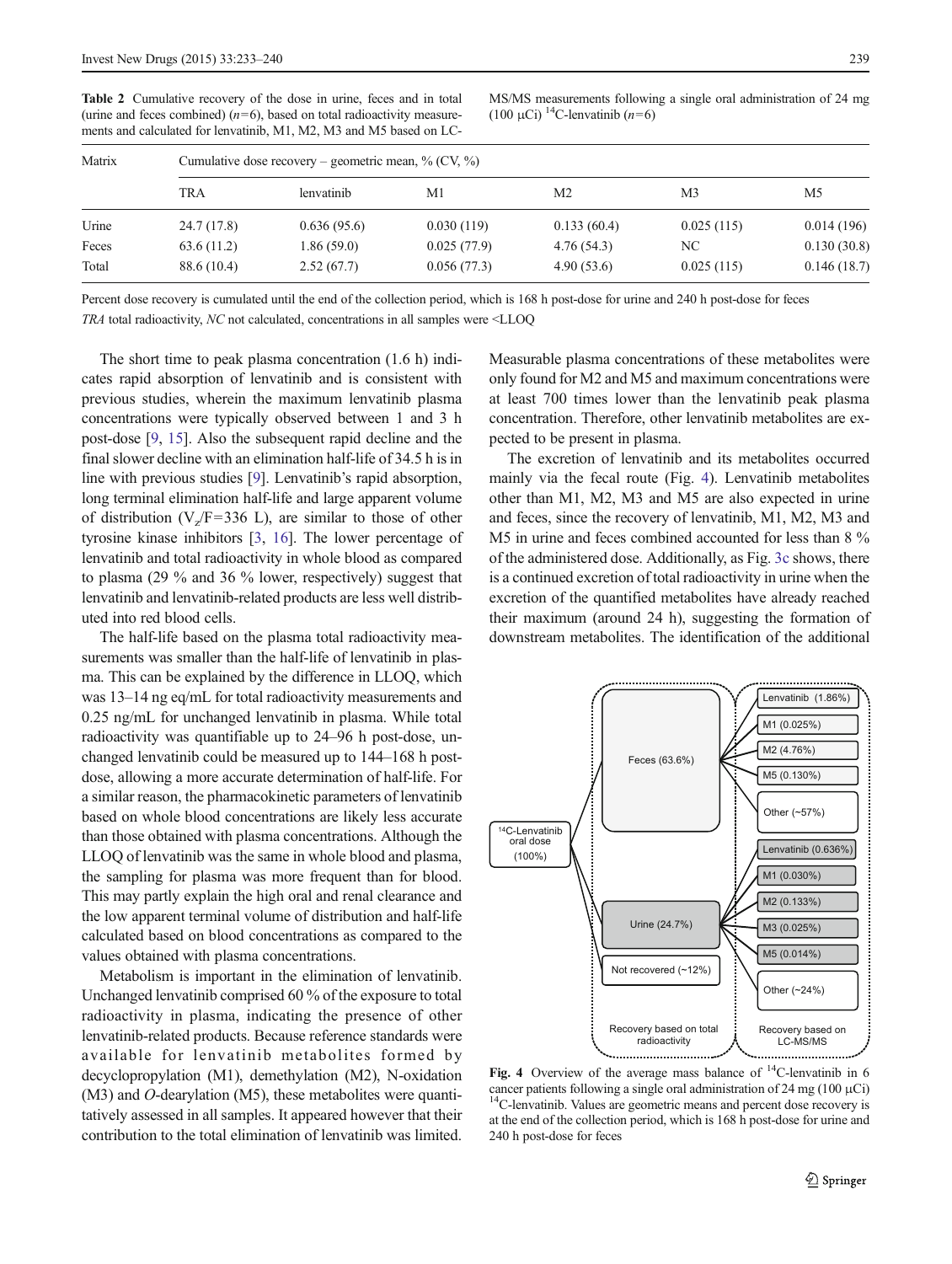**Table 2** Cumulative recovery of the dose in urine, feces and in total (urine and feces combined) ($n$=6), based on total radioactivity measurements and calculated for lenvatinib, M1, M2, M3 and M5 based on LC-MS/MS measurements following a single oral administration of 24 mg (100 μCi) $^{14}$C-lenvatinib ($n$=6)

| Matrix | Cumulative dose recovery – geometric mean, % (CV, %) | | | | | |
|---|---|---|---|---|---|---|
| | TRA | lenvatinib | M1 | M2 | M3 | M5 |
| Urine | 24.7 (17.8) | 0.636 (95.6) | 0.030 (119) | 0.133 (60.4) | 0.025 (115) | 0.014 (196) |
| Feces | 63.6 (11.2) | 1.86 (59.0) | 0.025 (77.9) | 4.76 (54.3) | NC | 0.130 (30.8) |
| Total | 88.6 (10.4) | 2.52 (67.7) | 0.056 (77.3) | 4.90 (53.6) | 0.025 (115) | 0.146 (18.7) |

Percent dose recovery is cumulated until the end of the collection period, which is 168 h post-dose for urine and 240 h post-dose for feces

*TRA* total radioactivity, *NC* not calculated, concentrations in all samples were <LLOQ

The short time to peak plasma concentration (1.6 h) indicates rapid absorption of lenvatinib and is consistent with previous studies, wherein the maximum lenvatinib plasma concentrations were typically observed between 1 and 3 h post-dose [9, 15]. Also the subsequent rapid decline and the final slower decline with an elimination half-life of 34.5 h is in line with previous studies [9]. Lenvatinib's rapid absorption, long terminal elimination half-life and large apparent volume of distribution ($V_z/F$=336 L), are similar to those of other tyrosine kinase inhibitors [3, 16]. The lower percentage of lenvatinib and total radioactivity in whole blood as compared to plasma (29 % and 36 % lower, respectively) suggest that lenvatinib and lenvatinib-related products are less well distributed into red blood cells.

The half-life based on the plasma total radioactivity measurements was smaller than the half-life of lenvatinib in plasma. This can be explained by the difference in LLOQ, which was 13–14 ng eq/mL for total radioactivity measurements and 0.25 ng/mL for unchanged lenvatinib in plasma. While total radioactivity was quantifiable up to 24–96 h post-dose, unchanged lenvatinib could be measured up to 144–168 h post-dose, allowing a more accurate determination of half-life. For a similar reason, the pharmacokinetic parameters of lenvatinib based on whole blood concentrations are likely less accurate than those obtained with plasma concentrations. Although the LLOQ of lenvatinib was the same in whole blood and plasma, the sampling for plasma was more frequent than for blood. This may partly explain the high oral and renal clearance and the low apparent terminal volume of distribution and half-life calculated based on blood concentrations as compared to the values obtained with plasma concentrations.

Metabolism is important in the elimination of lenvatinib. Unchanged lenvatinib comprised 60 % of the exposure to total radioactivity in plasma, indicating the presence of other lenvatinib-related products. Because reference standards were available for lenvatinib metabolites formed by decyclopropylation (M1), demethylation (M2), N-oxidation (M3) and *O*-dearylation (M5), these metabolites were quantitatively assessed in all samples. It appeared however that their contribution to the total elimination of lenvatinib was limited. Measurable plasma concentrations of these metabolites were only found for M2 and M5 and maximum concentrations were at least 700 times lower than the lenvatinib peak plasma concentration. Therefore, other lenvatinib metabolites are expected to be present in plasma.

The excretion of lenvatinib and its metabolites occurred mainly via the fecal route (Fig. 4). Lenvatinib metabolites other than M1, M2, M3 and M5 are also expected in urine and feces, since the recovery of lenvatinib, M1, M2, M3 and M5 in urine and feces combined accounted for less than 8 % of the administered dose. Additionally, as Fig. 3c shows, there is a continued excretion of total radioactivity in urine when the excretion of the quantified metabolites have already reached their maximum (around 24 h), suggesting the formation of downstream metabolites. The identification of the additional

**Fig. 4** Overview of the average mass balance of $^{14}$C-lenvatinib in 6 cancer patients following a single oral administration of 24 mg (100 μCi) $^{14}$C-lenvatinib. Values are geometric means and percent dose recovery is at the end of the collection period, which is 168 h post-dose for urine and 240 h post-dose for feces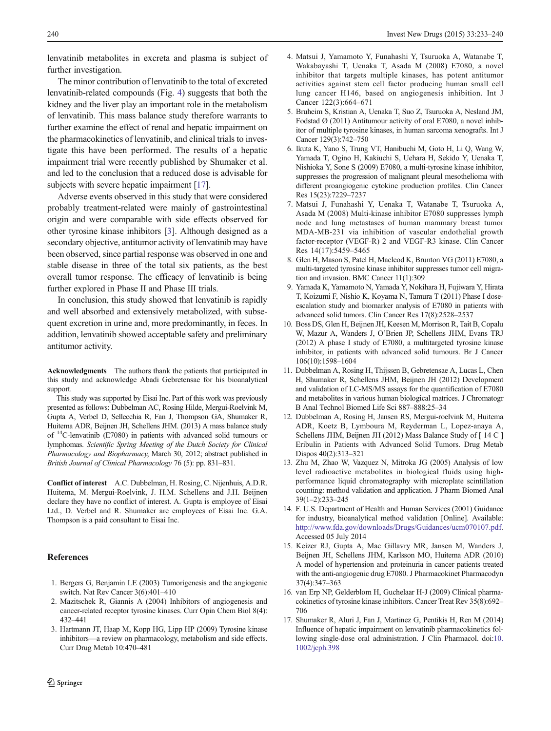lenvatinib metabolites in excreta and plasma is subject of further investigation.

The minor contribution of lenvatinib to the total of excreted lenvatinib-related compounds (Fig. 4) suggests that both the kidney and the liver play an important role in the metabolism of lenvatinib. This mass balance study therefore warrants to further examine the effect of renal and hepatic impairment on the pharmacokinetics of lenvatinib, and clinical trials to investigate this have been performed. The results of a hepatic impairment trial were recently published by Shumaker et al. and led to the conclusion that a reduced dose is advisable for subjects with severe hepatic impairment [17].

Adverse events observed in this study that were considered probably treatment-related were mainly of gastrointestinal origin and were comparable with side effects observed for other tyrosine kinase inhibitors [3]. Although designed as a secondary objective, antitumor activity of lenvatinib may have been observed, since partial response was observed in one and stable disease in three of the total six patients, as the best overall tumor response. The efficacy of lenvatinib is being further explored in Phase II and Phase III trials.

In conclusion, this study showed that lenvatinib is rapidly and well absorbed and extensively metabolized, with subsequent excretion in urine and, more predominantly, in feces. In addition, lenvatinib showed acceptable safety and preliminary antitumor activity.

**Acknowledgments** The authors thank the patients that participated in this study and acknowledge Abadi Gebretensae for his bioanalytical support.

This study was supported by Eisai Inc. Part of this work was previously presented as follows: Dubbelman AC, Rosing Hilde, Mergui-Roelvink M, Gupta A, Verbel D, Sellecchia R, Fan J, Thompson GA, Shumaker R, Huitema ADR, Beijnen JH, Schellens JHM. (2013) A mass balance study of $^{14}$C-lenvatinib (E7080) in patients with advanced solid tumours or lymphomas. *Scientific Spring Meeting of the Dutch Society for Clinical Pharmacology and Biopharmacy*, March 30, 2012; abstract published in *British Journal of Clinical Pharmacology* 76 (5): pp. 831–831.

**Conflict of interest** A.C. Dubbelman, H. Rosing, C. Nijenhuis, A.D.R. Huitema, M. Mergui-Roelvink, J. H.M. Schellens and J.H. Beijnen declare they have no conflict of interest. A. Gupta is employee of Eisai Ltd., D. Verbel and R. Shumaker are employees of Eisai Inc. G.A. Thompson is a paid consultant to Eisai Inc.

## References

1. Bergers G, Benjamin LE (2003) Tumorigenesis and the angiogenic switch. Nat Rev Cancer 3(6):401–410
2. Mazitschek R, Giannis A (2004) Inhibitors of angiogenesis and cancer-related receptor tyrosine kinases. Curr Opin Chem Biol 8(4): 432–441
3. Hartmann JT, Haap M, Kopp HG, Lipp HP (2009) Tyrosine kinase inhibitors—a review on pharmacology, metabolism and side effects. Curr Drug Metab 10:470–481
4. Matsui J, Yamamoto Y, Funahashi Y, Tsuruoka A, Watanabe T, Wakabayashi T, Uenaka T, Asada M (2008) E7080, a novel inhibitor that targets multiple kinases, has potent antitumor activities against stem cell factor producing human small cell lung cancer H146, based on angiogenesis inhibition. Int J Cancer 122(3):664–671
5. Bruheim S, Kristian A, Uenaka T, Suo Z, Tsuruoka A, Nesland JM, Fodstad Ø (2011) Antitumour activity of oral E7080, a novel inhibitor of multiple tyrosine kinases, in human sarcoma xenografts. Int J Cancer 129(3):742–750
6. Ikuta K, Yano S, Trung VT, Hanibuchi M, Goto H, Li Q, Wang W, Yamada T, Ogino H, Kakiuchi S, Uehara H, Sekido Y, Uenaka T, Nishioka Y, Sone S (2009) E7080, a multi-tyrosine kinase inhibitor, suppresses the progression of malignant pleural mesothelioma with different proangiogenic cytokine production profiles. Clin Cancer Res 15(23):7229–7237
7. Matsui J, Funahashi Y, Uenaka T, Watanabe T, Tsuruoka A, Asada M (2008) Multi-kinase inhibitor E7080 suppresses lymph node and lung metastases of human mammary breast tumor MDA-MB-231 via inhibition of vascular endothelial growth factor-receptor (VEGF-R) 2 and VEGF-R3 kinase. Clin Cancer Res 14(17):5459–5465
8. Glen H, Mason S, Patel H, Macleod K, Brunton VG (2011) E7080, a multi-targeted tyrosine kinase inhibitor suppresses tumor cell migration and invasion. BMC Cancer 11(1):309
9. Yamada K, Yamamoto N, Yamada Y, Nokihara H, Fujiwara Y, Hirata T, Koizumi F, Nishio K, Koyama N, Tamura T (2011) Phase I dose-escalation study and biomarker analysis of E7080 in patients with advanced solid tumors. Clin Cancer Res 17(8):2528–2537
10. Boss DS, Glen H, Beijnen JH, Keesen M, Morrison R, Tait B, Copalu W, Mazur A, Wanders J, O'Brien JP, Schellens JHM, Evans TRJ (2012) A phase I study of E7080, a multitargeted tyrosine kinase inhibitor, in patients with advanced solid tumours. Br J Cancer 106(10):1598–1604
11. Dubbelman A, Rosing H, Thijssen B, Gebretensae A, Lucas L, Chen H, Shumaker R, Schellens JHM, Beijnen JH (2012) Development and validation of LC-MS/MS assays for the quantification of E7080 and metabolites in various human biological matrices. J Chromatogr B Anal Technol Biomed Life Sci 887–888:25–34
12. Dubbelman A, Rosing H, Jansen RS, Mergui-roelvink M, Huitema ADR, Koetz B, Lymboura M, Reyderman L, Lopez-anaya A, Schellens JHM, Beijnen JH (2012) Mass Balance Study of [ 14 C ] Eribulin in Patients with Advanced Solid Tumors. Drug Metab Dispos 40(2):313–321
13. Zhu M, Zhao W, Vazquez N, Mitroka JG (2005) Analysis of low level radioactive metabolites in biological fluids using high-performance liquid chromatography with microplate scintillation counting: method validation and application. J Pharm Biomed Anal 39(1–2):233–245
14. F. U.S. Department of Health and Human Services (2001) Guidance for industry, bioanalytical method validation [Online]. Available: http://www.fda.gov/downloads/Drugs/Guidances/ucm070107.pdf. Accessed 05 July 2014
15. Keizer RJ, Gupta A, Mac Gillavry MR, Jansen M, Wanders J, Beijnen JH, Schellens JHM, Karlsson MO, Huitema ADR (2010) A model of hypertension and proteinuria in cancer patients treated with the anti-angiogenic drug E7080. J Pharmacokinet Pharmacodyn 37(4):347–363
16. van Erp NP, Gelderblom H, Guchelaar H-J (2009) Clinical pharmacokinetics of tyrosine kinase inhibitors. Cancer Treat Rev 35(8):692–706
17. Shumaker R, Aluri J, Fan J, Martinez G, Pentikis H, Ren M (2014) Influence of hepatic impairment on lenvatinib pharmacokinetics following single-dose oral administration. J Clin Pharmacol. doi:10.1002/jcph.398